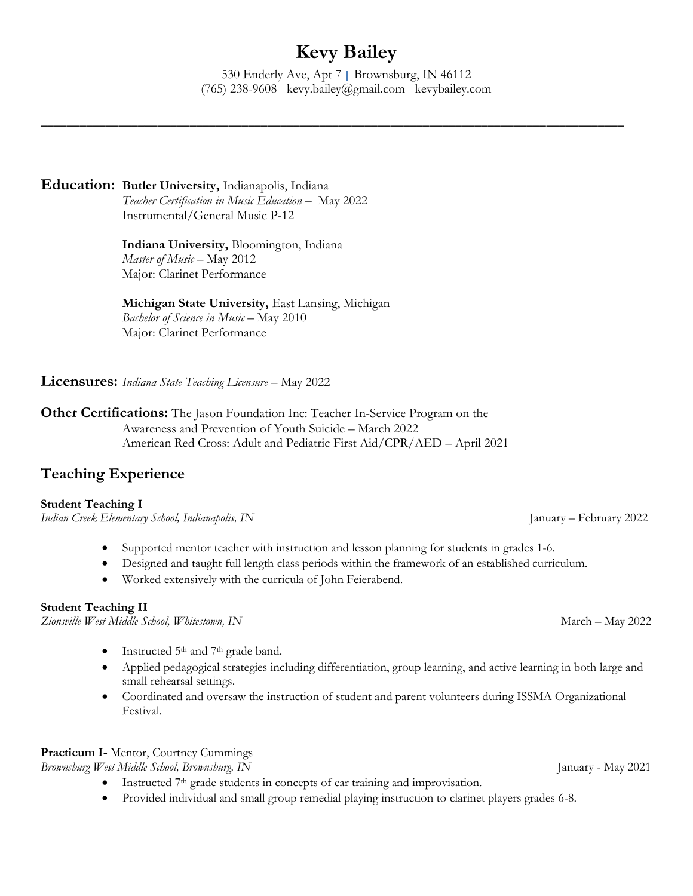# Kevy Bailey

530 Enderly Ave, Apt 7 | Brownsburg, IN 46112
(765) 238-9608 | kevy.bailey@gmail.com | kevybailey.com

---

## Education:

**Butler University,** Indianapolis, Indiana
*Teacher Certification in Music Education* – May 2022
Instrumental/General Music P-12

**Indiana University,** Bloomington, Indiana
*Master of Music* – May 2012
Major: Clarinet Performance

**Michigan State University,** East Lansing, Michigan
*Bachelor of Science in Music* – May 2010
Major: Clarinet Performance

## Licensures:

*Indiana State Teaching Licensure* – May 2022

## Other Certifications:

The Jason Foundation Inc: Teacher In-Service Program on the Awareness and Prevention of Youth Suicide – March 2022
American Red Cross: Adult and Pediatric First Aid/CPR/AED – April 2021

## Teaching Experience

**Student Teaching I**
*Indian Creek Elementary School, Indianapolis, IN* — January – February 2022

- Supported mentor teacher with instruction and lesson planning for students in grades 1-6.
- Designed and taught full length class periods within the framework of an established curriculum.
- Worked extensively with the curricula of John Feierabend.

**Student Teaching II**
*Zionsville West Middle School, Whitestown, IN* — March – May 2022

- Instructed 5th and 7th grade band.
- Applied pedagogical strategies including differentiation, group learning, and active learning in both large and small rehearsal settings.
- Coordinated and oversaw the instruction of student and parent volunteers during ISSMA Organizational Festival.

**Practicum I-** Mentor, Courtney Cummings
*Brownsburg West Middle School, Brownsburg, IN* — January - May 2021

- Instructed 7th grade students in concepts of ear training and improvisation.
- Provided individual and small group remedial playing instruction to clarinet players grades 6-8.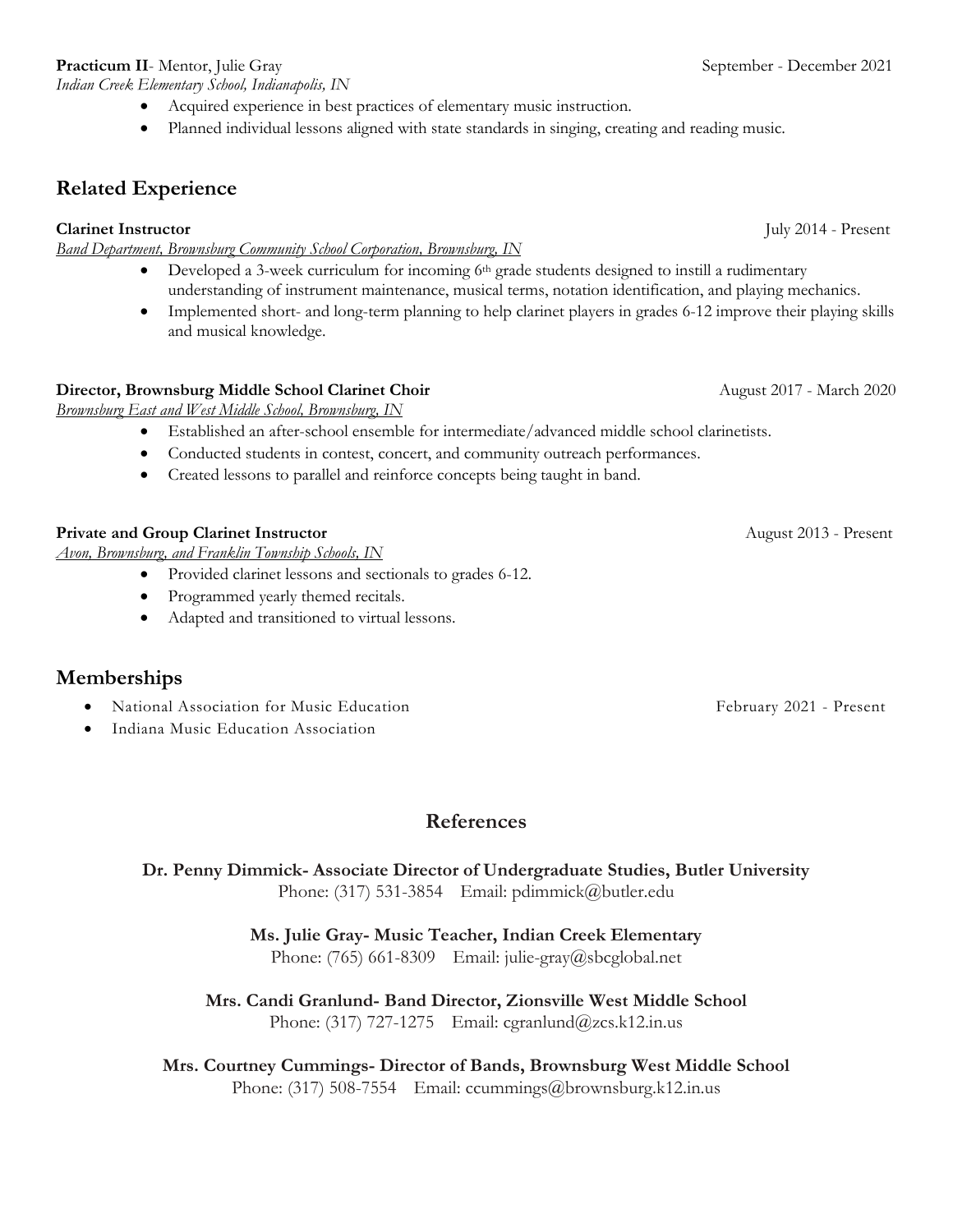**Practicum II**- Mentor, Julie Gray September - December 2021
*Indian Creek Elementary School, Indianapolis, IN*

- Acquired experience in best practices of elementary music instruction.
- Planned individual lessons aligned with state standards in singing, creating and reading music.

## Related Experience

**Clarinet Instructor** July 2014 - Present
*Band Department, Brownsburg Community School Corporation, Brownsburg, IN*

- Developed a 3-week curriculum for incoming 6th grade students designed to instill a rudimentary understanding of instrument maintenance, musical terms, notation identification, and playing mechanics.
- Implemented short- and long-term planning to help clarinet players in grades 6-12 improve their playing skills and musical knowledge.

**Director, Brownsburg Middle School Clarinet Choir** August 2017 - March 2020
*Brownsburg East and West Middle School, Brownsburg, IN*

- Established an after-school ensemble for intermediate/advanced middle school clarinetists.
- Conducted students in contest, concert, and community outreach performances.
- Created lessons to parallel and reinforce concepts being taught in band.

**Private and Group Clarinet Instructor** August 2013 - Present
*Avon, Brownsburg, and Franklin Township Schools, IN*

- Provided clarinet lessons and sectionals to grades 6-12.
- Programmed yearly themed recitals.
- Adapted and transitioned to virtual lessons.

## Memberships

- National Association for Music Education February 2021 - Present
- Indiana Music Education Association

## References

**Dr. Penny Dimmick- Associate Director of Undergraduate Studies, Butler University**
Phone: (317) 531-3854 Email: pdimmick@butler.edu

**Ms. Julie Gray- Music Teacher, Indian Creek Elementary**
Phone: (765) 661-8309 Email: julie-gray@sbcglobal.net

**Mrs. Candi Granlund- Band Director, Zionsville West Middle School**
Phone: (317) 727-1275 Email: cgranlund@zcs.k12.in.us

**Mrs. Courtney Cummings- Director of Bands, Brownsburg West Middle School**
Phone: (317) 508-7554 Email: ccummings@brownsburg.k12.in.us